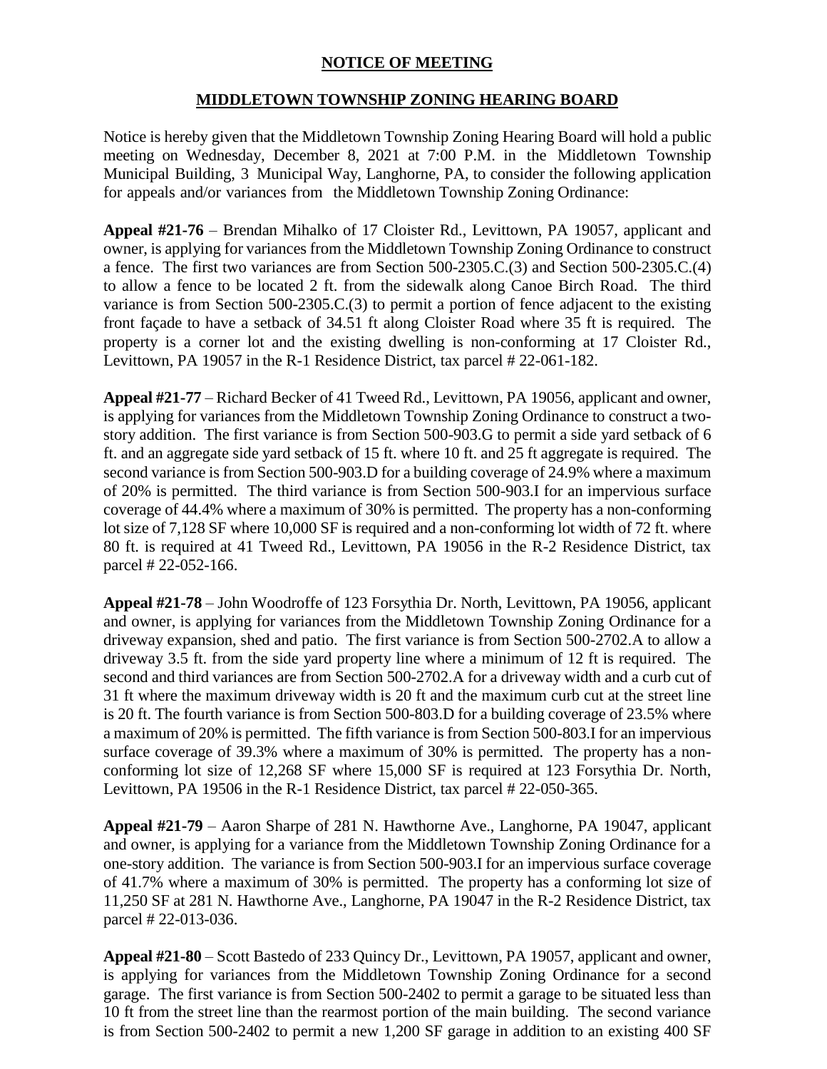**NOTICE OF MEETING**

**MIDDLETOWN TOWNSHIP ZONING HEARING BOARD**

Notice is hereby given that the Middletown Township Zoning Hearing Board will hold a public meeting on Wednesday, December 8, 2021 at 7:00 P.M. in the Middletown Township Municipal Building, 3 Municipal Way, Langhorne, PA, to consider the following application for appeals and/or variances from the Middletown Township Zoning Ordinance:

**Appeal #21-76** – Brendan Mihalko of 17 Cloister Rd., Levittown, PA 19057, applicant and owner, is applying for variances from the Middletown Township Zoning Ordinance to construct a fence. The first two variances are from Section 500-2305.C.(3) and Section 500-2305.C.(4) to allow a fence to be located 2 ft. from the sidewalk along Canoe Birch Road. The third variance is from Section 500-2305.C.(3) to permit a portion of fence adjacent to the existing front façade to have a setback of 34.51 ft along Cloister Road where 35 ft is required. The property is a corner lot and the existing dwelling is non-conforming at 17 Cloister Rd., Levittown, PA 19057 in the R-1 Residence District, tax parcel # 22-061-182.

**Appeal #21-77** – Richard Becker of 41 Tweed Rd., Levittown, PA 19056, applicant and owner, is applying for variances from the Middletown Township Zoning Ordinance to construct a two-story addition. The first variance is from Section 500-903.G to permit a side yard setback of 6 ft. and an aggregate side yard setback of 15 ft. where 10 ft. and 25 ft aggregate is required. The second variance is from Section 500-903.D for a building coverage of 24.9% where a maximum of 20% is permitted. The third variance is from Section 500-903.I for an impervious surface coverage of 44.4% where a maximum of 30% is permitted. The property has a non-conforming lot size of 7,128 SF where 10,000 SF is required and a non-conforming lot width of 72 ft. where 80 ft. is required at 41 Tweed Rd., Levittown, PA 19056 in the R-2 Residence District, tax parcel # 22-052-166.

**Appeal #21-78** – John Woodroffe of 123 Forsythia Dr. North, Levittown, PA 19056, applicant and owner, is applying for variances from the Middletown Township Zoning Ordinance for a driveway expansion, shed and patio. The first variance is from Section 500-2702.A to allow a driveway 3.5 ft. from the side yard property line where a minimum of 12 ft is required. The second and third variances are from Section 500-2702.A for a driveway width and a curb cut of 31 ft where the maximum driveway width is 20 ft and the maximum curb cut at the street line is 20 ft. The fourth variance is from Section 500-803.D for a building coverage of 23.5% where a maximum of 20% is permitted. The fifth variance is from Section 500-803.I for an impervious surface coverage of 39.3% where a maximum of 30% is permitted. The property has a non-conforming lot size of 12,268 SF where 15,000 SF is required at 123 Forsythia Dr. North, Levittown, PA 19506 in the R-1 Residence District, tax parcel # 22-050-365.

**Appeal #21-79** – Aaron Sharpe of 281 N. Hawthorne Ave., Langhorne, PA 19047, applicant and owner, is applying for a variance from the Middletown Township Zoning Ordinance for a one-story addition. The variance is from Section 500-903.I for an impervious surface coverage of 41.7% where a maximum of 30% is permitted. The property has a conforming lot size of 11,250 SF at 281 N. Hawthorne Ave., Langhorne, PA 19047 in the R-2 Residence District, tax parcel # 22-013-036.

**Appeal #21-80** – Scott Bastedo of 233 Quincy Dr., Levittown, PA 19057, applicant and owner, is applying for variances from the Middletown Township Zoning Ordinance for a second garage. The first variance is from Section 500-2402 to permit a garage to be situated less than 10 ft from the street line than the rearmost portion of the main building. The second variance is from Section 500-2402 to permit a new 1,200 SF garage in addition to an existing 400 SF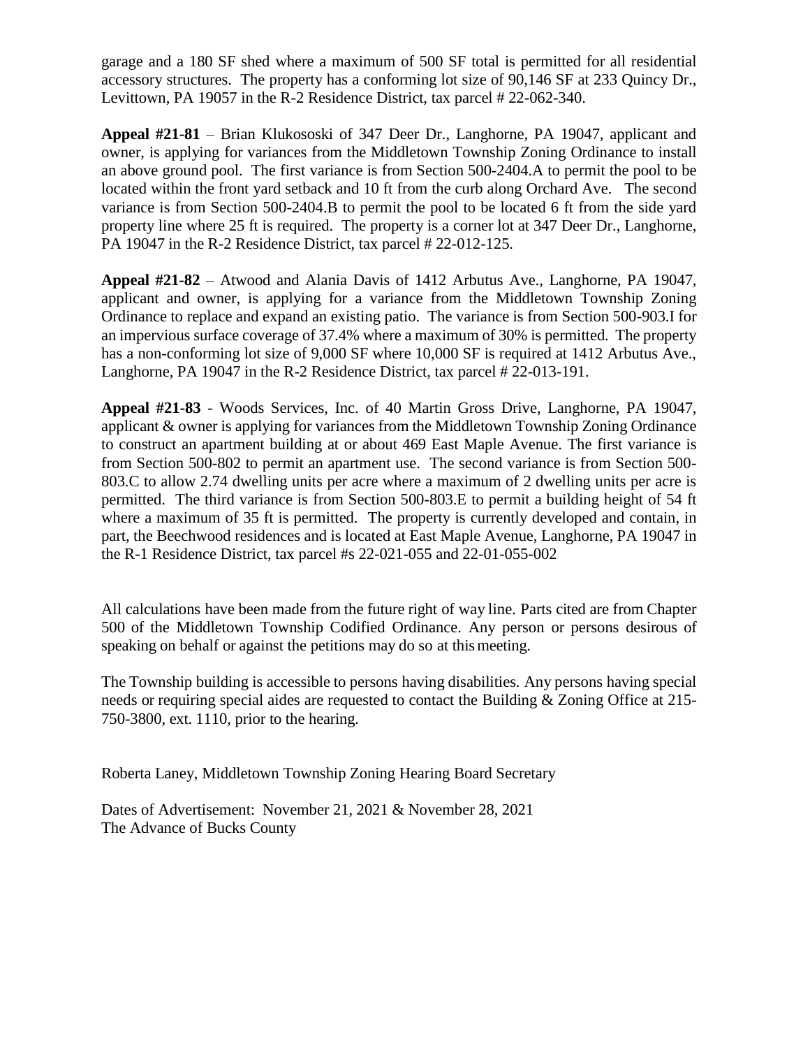garage and a 180 SF shed where a maximum of 500 SF total is permitted for all residential accessory structures. The property has a conforming lot size of 90,146 SF at 233 Quincy Dr., Levittown, PA 19057 in the R-2 Residence District, tax parcel # 22-062-340.

**Appeal #21-81** – Brian Klukososki of 347 Deer Dr., Langhorne, PA 19047, applicant and owner, is applying for variances from the Middletown Township Zoning Ordinance to install an above ground pool. The first variance is from Section 500-2404.A to permit the pool to be located within the front yard setback and 10 ft from the curb along Orchard Ave. The second variance is from Section 500-2404.B to permit the pool to be located 6 ft from the side yard property line where 25 ft is required. The property is a corner lot at 347 Deer Dr., Langhorne, PA 19047 in the R-2 Residence District, tax parcel # 22-012-125.

**Appeal #21-82** – Atwood and Alania Davis of 1412 Arbutus Ave., Langhorne, PA 19047, applicant and owner, is applying for a variance from the Middletown Township Zoning Ordinance to replace and expand an existing patio. The variance is from Section 500-903.I for an impervious surface coverage of 37.4% where a maximum of 30% is permitted. The property has a non-conforming lot size of 9,000 SF where 10,000 SF is required at 1412 Arbutus Ave., Langhorne, PA 19047 in the R-2 Residence District, tax parcel # 22-013-191.

**Appeal #21-83** - Woods Services, Inc. of 40 Martin Gross Drive, Langhorne, PA 19047, applicant & owner is applying for variances from the Middletown Township Zoning Ordinance to construct an apartment building at or about 469 East Maple Avenue. The first variance is from Section 500-802 to permit an apartment use. The second variance is from Section 500-803.C to allow 2.74 dwelling units per acre where a maximum of 2 dwelling units per acre is permitted. The third variance is from Section 500-803.E to permit a building height of 54 ft where a maximum of 35 ft is permitted. The property is currently developed and contain, in part, the Beechwood residences and is located at East Maple Avenue, Langhorne, PA 19047 in the R-1 Residence District, tax parcel #s 22-021-055 and 22-01-055-002

All calculations have been made from the future right of way line. Parts cited are from Chapter 500 of the Middletown Township Codified Ordinance. Any person or persons desirous of speaking on behalf or against the petitions may do so at this meeting.

The Township building is accessible to persons having disabilities. Any persons having special needs or requiring special aides are requested to contact the Building & Zoning Office at 215-750-3800, ext. 1110, prior to the hearing.

Roberta Laney, Middletown Township Zoning Hearing Board Secretary

Dates of Advertisement: November 21, 2021 & November 28, 2021
The Advance of Bucks County